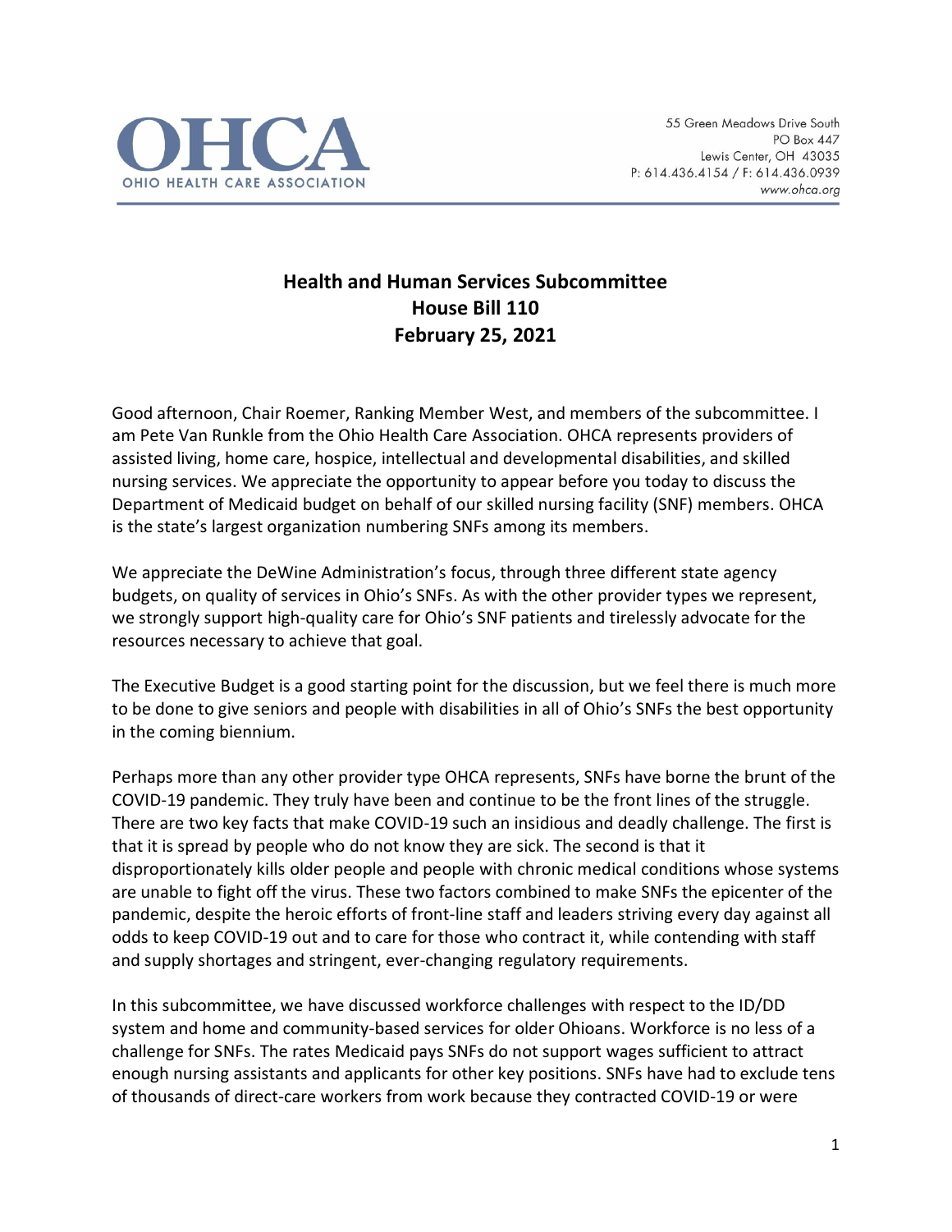OHCA
OHIO HEALTH CARE ASSOCIATION

55 Green Meadows Drive South
PO Box 447
Lewis Center, OH 43035
P: 614.436.4154 / F: 614.436.0939
www.ohca.org

**Health and Human Services Subcommittee**
**House Bill 110**
**February 25, 2021**

Good afternoon, Chair Roemer, Ranking Member West, and members of the subcommittee. I am Pete Van Runkle from the Ohio Health Care Association. OHCA represents providers of assisted living, home care, hospice, intellectual and developmental disabilities, and skilled nursing services. We appreciate the opportunity to appear before you today to discuss the Department of Medicaid budget on behalf of our skilled nursing facility (SNF) members. OHCA is the state's largest organization numbering SNFs among its members.

We appreciate the DeWine Administration's focus, through three different state agency budgets, on quality of services in Ohio's SNFs. As with the other provider types we represent, we strongly support high-quality care for Ohio's SNF patients and tirelessly advocate for the resources necessary to achieve that goal.

The Executive Budget is a good starting point for the discussion, but we feel there is much more to be done to give seniors and people with disabilities in all of Ohio's SNFs the best opportunity in the coming biennium.

Perhaps more than any other provider type OHCA represents, SNFs have borne the brunt of the COVID-19 pandemic. They truly have been and continue to be the front lines of the struggle. There are two key facts that make COVID-19 such an insidious and deadly challenge. The first is that it is spread by people who do not know they are sick. The second is that it disproportionately kills older people and people with chronic medical conditions whose systems are unable to fight off the virus. These two factors combined to make SNFs the epicenter of the pandemic, despite the heroic efforts of front-line staff and leaders striving every day against all odds to keep COVID-19 out and to care for those who contract it, while contending with staff and supply shortages and stringent, ever-changing regulatory requirements.

In this subcommittee, we have discussed workforce challenges with respect to the ID/DD system and home and community-based services for older Ohioans. Workforce is no less of a challenge for SNFs. The rates Medicaid pays SNFs do not support wages sufficient to attract enough nursing assistants and applicants for other key positions. SNFs have had to exclude tens of thousands of direct-care workers from work because they contracted COVID-19 or were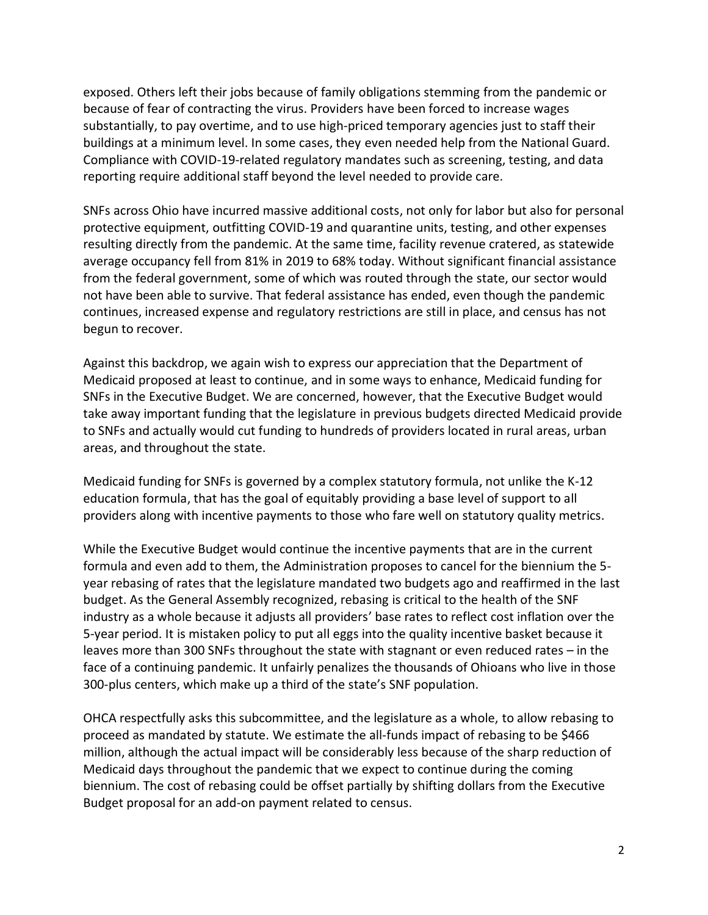exposed. Others left their jobs because of family obligations stemming from the pandemic or because of fear of contracting the virus. Providers have been forced to increase wages substantially, to pay overtime, and to use high-priced temporary agencies just to staff their buildings at a minimum level. In some cases, they even needed help from the National Guard. Compliance with COVID-19-related regulatory mandates such as screening, testing, and data reporting require additional staff beyond the level needed to provide care.

SNFs across Ohio have incurred massive additional costs, not only for labor but also for personal protective equipment, outfitting COVID-19 and quarantine units, testing, and other expenses resulting directly from the pandemic. At the same time, facility revenue cratered, as statewide average occupancy fell from 81% in 2019 to 68% today. Without significant financial assistance from the federal government, some of which was routed through the state, our sector would not have been able to survive. That federal assistance has ended, even though the pandemic continues, increased expense and regulatory restrictions are still in place, and census has not begun to recover.

Against this backdrop, we again wish to express our appreciation that the Department of Medicaid proposed at least to continue, and in some ways to enhance, Medicaid funding for SNFs in the Executive Budget. We are concerned, however, that the Executive Budget would take away important funding that the legislature in previous budgets directed Medicaid provide to SNFs and actually would cut funding to hundreds of providers located in rural areas, urban areas, and throughout the state.

Medicaid funding for SNFs is governed by a complex statutory formula, not unlike the K-12 education formula, that has the goal of equitably providing a base level of support to all providers along with incentive payments to those who fare well on statutory quality metrics.

While the Executive Budget would continue the incentive payments that are in the current formula and even add to them, the Administration proposes to cancel for the biennium the 5-year rebasing of rates that the legislature mandated two budgets ago and reaffirmed in the last budget. As the General Assembly recognized, rebasing is critical to the health of the SNF industry as a whole because it adjusts all providers' base rates to reflect cost inflation over the 5-year period. It is mistaken policy to put all eggs into the quality incentive basket because it leaves more than 300 SNFs throughout the state with stagnant or even reduced rates – in the face of a continuing pandemic. It unfairly penalizes the thousands of Ohioans who live in those 300-plus centers, which make up a third of the state's SNF population.

OHCA respectfully asks this subcommittee, and the legislature as a whole, to allow rebasing to proceed as mandated by statute. We estimate the all-funds impact of rebasing to be $466 million, although the actual impact will be considerably less because of the sharp reduction of Medicaid days throughout the pandemic that we expect to continue during the coming biennium. The cost of rebasing could be offset partially by shifting dollars from the Executive Budget proposal for an add-on payment related to census.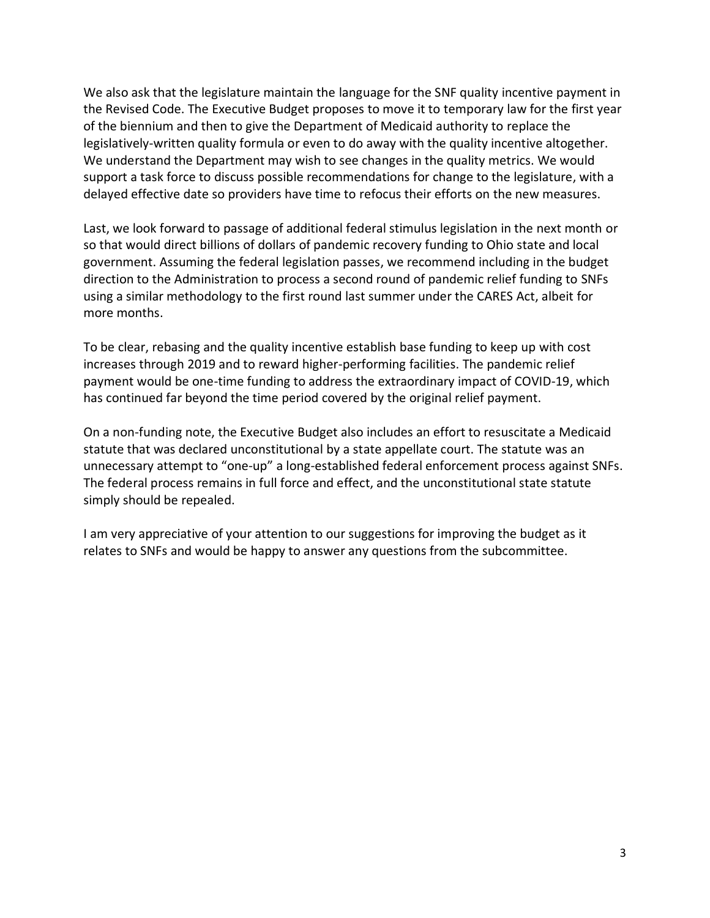We also ask that the legislature maintain the language for the SNF quality incentive payment in the Revised Code. The Executive Budget proposes to move it to temporary law for the first year of the biennium and then to give the Department of Medicaid authority to replace the legislatively-written quality formula or even to do away with the quality incentive altogether. We understand the Department may wish to see changes in the quality metrics. We would support a task force to discuss possible recommendations for change to the legislature, with a delayed effective date so providers have time to refocus their efforts on the new measures.

Last, we look forward to passage of additional federal stimulus legislation in the next month or so that would direct billions of dollars of pandemic recovery funding to Ohio state and local government. Assuming the federal legislation passes, we recommend including in the budget direction to the Administration to process a second round of pandemic relief funding to SNFs using a similar methodology to the first round last summer under the CARES Act, albeit for more months.

To be clear, rebasing and the quality incentive establish base funding to keep up with cost increases through 2019 and to reward higher-performing facilities. The pandemic relief payment would be one-time funding to address the extraordinary impact of COVID-19, which has continued far beyond the time period covered by the original relief payment.

On a non-funding note, the Executive Budget also includes an effort to resuscitate a Medicaid statute that was declared unconstitutional by a state appellate court. The statute was an unnecessary attempt to "one-up" a long-established federal enforcement process against SNFs. The federal process remains in full force and effect, and the unconstitutional state statute simply should be repealed.

I am very appreciative of your attention to our suggestions for improving the budget as it relates to SNFs and would be happy to answer any questions from the subcommittee.